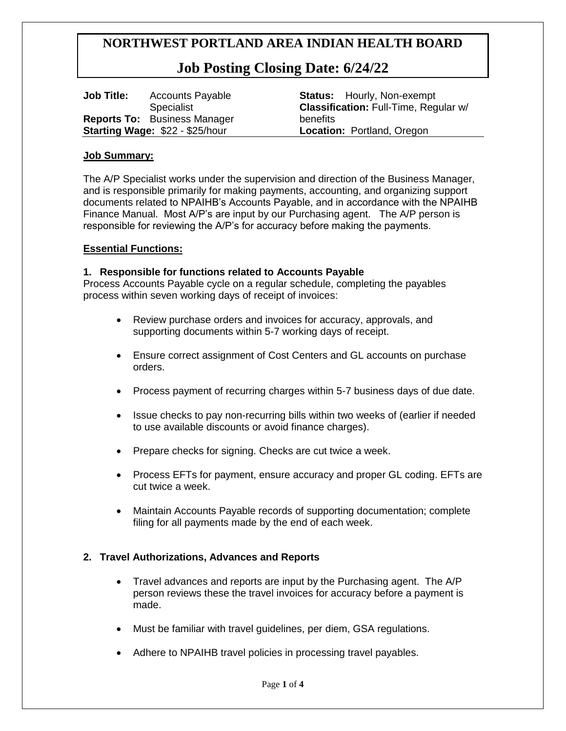# NORTHWEST PORTLAND AREA INDIAN HEALTH BOARD

## Job Posting Closing Date: 6/24/22

**Job Title:** Accounts Payable Specialist
**Reports To:** Business Manager
**Starting Wage:** $22 - $25/hour

**Status:** Hourly, Non-exempt
**Classification:** Full-Time, Regular w/ benefits
**Location:** Portland, Oregon

**Job Summary:**

The A/P Specialist works under the supervision and direction of the Business Manager, and is responsible primarily for making payments, accounting, and organizing support documents related to NPAIHB's Accounts Payable, and in accordance with the NPAIHB Finance Manual. Most A/P's are input by our Purchasing agent. The A/P person is responsible for reviewing the A/P's for accuracy before making the payments.

**Essential Functions:**

**1. Responsible for functions related to Accounts Payable**

Process Accounts Payable cycle on a regular schedule, completing the payables process within seven working days of receipt of invoices:

- Review purchase orders and invoices for accuracy, approvals, and supporting documents within 5-7 working days of receipt.
- Ensure correct assignment of Cost Centers and GL accounts on purchase orders.
- Process payment of recurring charges within 5-7 business days of due date.
- Issue checks to pay non-recurring bills within two weeks of (earlier if needed to use available discounts or avoid finance charges).
- Prepare checks for signing. Checks are cut twice a week.
- Process EFTs for payment, ensure accuracy and proper GL coding. EFTs are cut twice a week.
- Maintain Accounts Payable records of supporting documentation; complete filing for all payments made by the end of each week.

**2. Travel Authorizations, Advances and Reports**

- Travel advances and reports are input by the Purchasing agent. The A/P person reviews these the travel invoices for accuracy before a payment is made.
- Must be familiar with travel guidelines, per diem, GSA regulations.
- Adhere to NPAIHB travel policies in processing travel payables.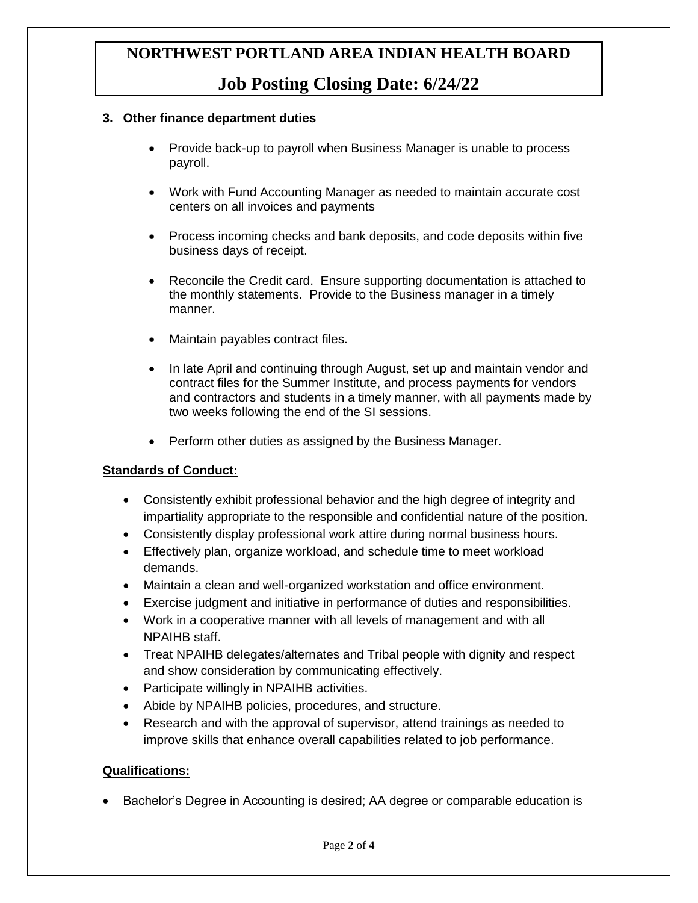**3. Other finance department duties**

- Provide back-up to payroll when Business Manager is unable to process payroll.
- Work with Fund Accounting Manager as needed to maintain accurate cost centers on all invoices and payments
- Process incoming checks and bank deposits, and code deposits within five business days of receipt.
- Reconcile the Credit card. Ensure supporting documentation is attached to the monthly statements. Provide to the Business manager in a timely manner.
- Maintain payables contract files.
- In late April and continuing through August, set up and maintain vendor and contract files for the Summer Institute, and process payments for vendors and contractors and students in a timely manner, with all payments made by two weeks following the end of the SI sessions.
- Perform other duties as assigned by the Business Manager.

**Standards of Conduct:**

- Consistently exhibit professional behavior and the high degree of integrity and impartiality appropriate to the responsible and confidential nature of the position.
- Consistently display professional work attire during normal business hours.
- Effectively plan, organize workload, and schedule time to meet workload demands.
- Maintain a clean and well-organized workstation and office environment.
- Exercise judgment and initiative in performance of duties and responsibilities.
- Work in a cooperative manner with all levels of management and with all NPAIHB staff.
- Treat NPAIHB delegates/alternates and Tribal people with dignity and respect and show consideration by communicating effectively.
- Participate willingly in NPAIHB activities.
- Abide by NPAIHB policies, procedures, and structure.
- Research and with the approval of supervisor, attend trainings as needed to improve skills that enhance overall capabilities related to job performance.

**Qualifications:**

- Bachelor's Degree in Accounting is desired; AA degree or comparable education is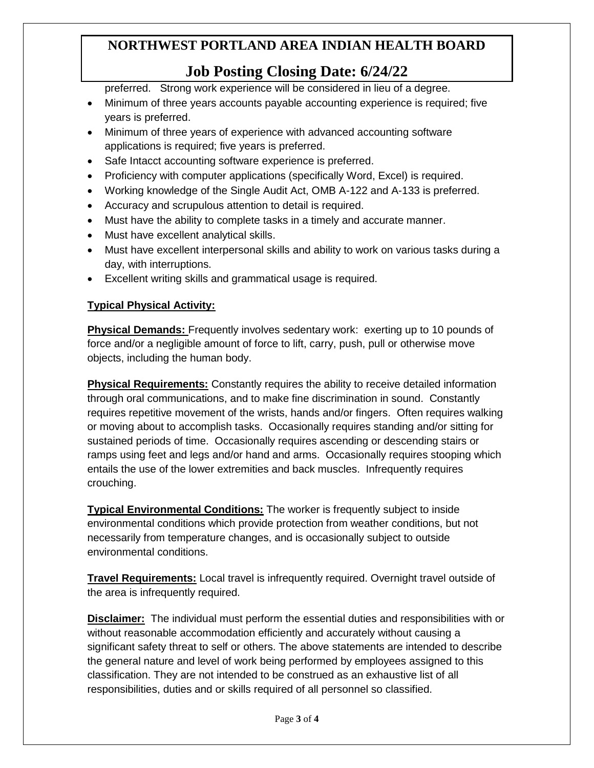preferred. Strong work experience will be considered in lieu of a degree.

- Minimum of three years accounts payable accounting experience is required; five years is preferred.
- Minimum of three years of experience with advanced accounting software applications is required; five years is preferred.
- Safe Intacct accounting software experience is preferred.
- Proficiency with computer applications (specifically Word, Excel) is required.
- Working knowledge of the Single Audit Act, OMB A-122 and A-133 is preferred.
- Accuracy and scrupulous attention to detail is required.
- Must have the ability to complete tasks in a timely and accurate manner.
- Must have excellent analytical skills.
- Must have excellent interpersonal skills and ability to work on various tasks during a day, with interruptions.
- Excellent writing skills and grammatical usage is required.

**Typical Physical Activity:**

**Physical Demands:** Frequently involves sedentary work: exerting up to 10 pounds of force and/or a negligible amount of force to lift, carry, push, pull or otherwise move objects, including the human body.

**Physical Requirements:** Constantly requires the ability to receive detailed information through oral communications, and to make fine discrimination in sound. Constantly requires repetitive movement of the wrists, hands and/or fingers. Often requires walking or moving about to accomplish tasks. Occasionally requires standing and/or sitting for sustained periods of time. Occasionally requires ascending or descending stairs or ramps using feet and legs and/or hand and arms. Occasionally requires stooping which entails the use of the lower extremities and back muscles. Infrequently requires crouching.

**Typical Environmental Conditions:** The worker is frequently subject to inside environmental conditions which provide protection from weather conditions, but not necessarily from temperature changes, and is occasionally subject to outside environmental conditions.

**Travel Requirements:** Local travel is infrequently required. Overnight travel outside of the area is infrequently required.

**Disclaimer:** The individual must perform the essential duties and responsibilities with or without reasonable accommodation efficiently and accurately without causing a significant safety threat to self or others. The above statements are intended to describe the general nature and level of work being performed by employees assigned to this classification. They are not intended to be construed as an exhaustive list of all responsibilities, duties and or skills required of all personnel so classified.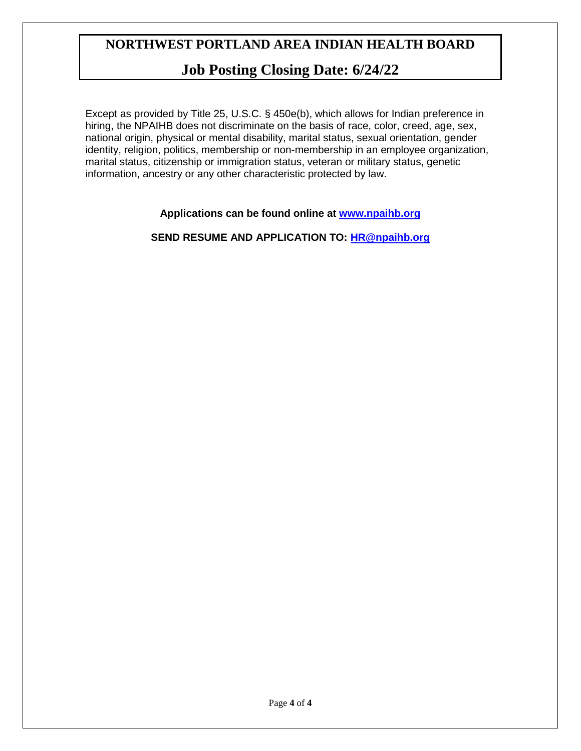# NORTHWEST PORTLAND AREA INDIAN HEALTH BOARD

## Job Posting Closing Date: 6/24/22

Except as provided by Title 25, U.S.C. § 450e(b), which allows for Indian preference in hiring, the NPAIHB does not discriminate on the basis of race, color, creed, age, sex, national origin, physical or mental disability, marital status, sexual orientation, gender identity, religion, politics, membership or non-membership in an employee organization, marital status, citizenship or immigration status, veteran or military status, genetic information, ancestry or any other characteristic protected by law.

**Applications can be found online at www.npaihb.org**

**SEND RESUME AND APPLICATION TO: HR@npaihb.org**